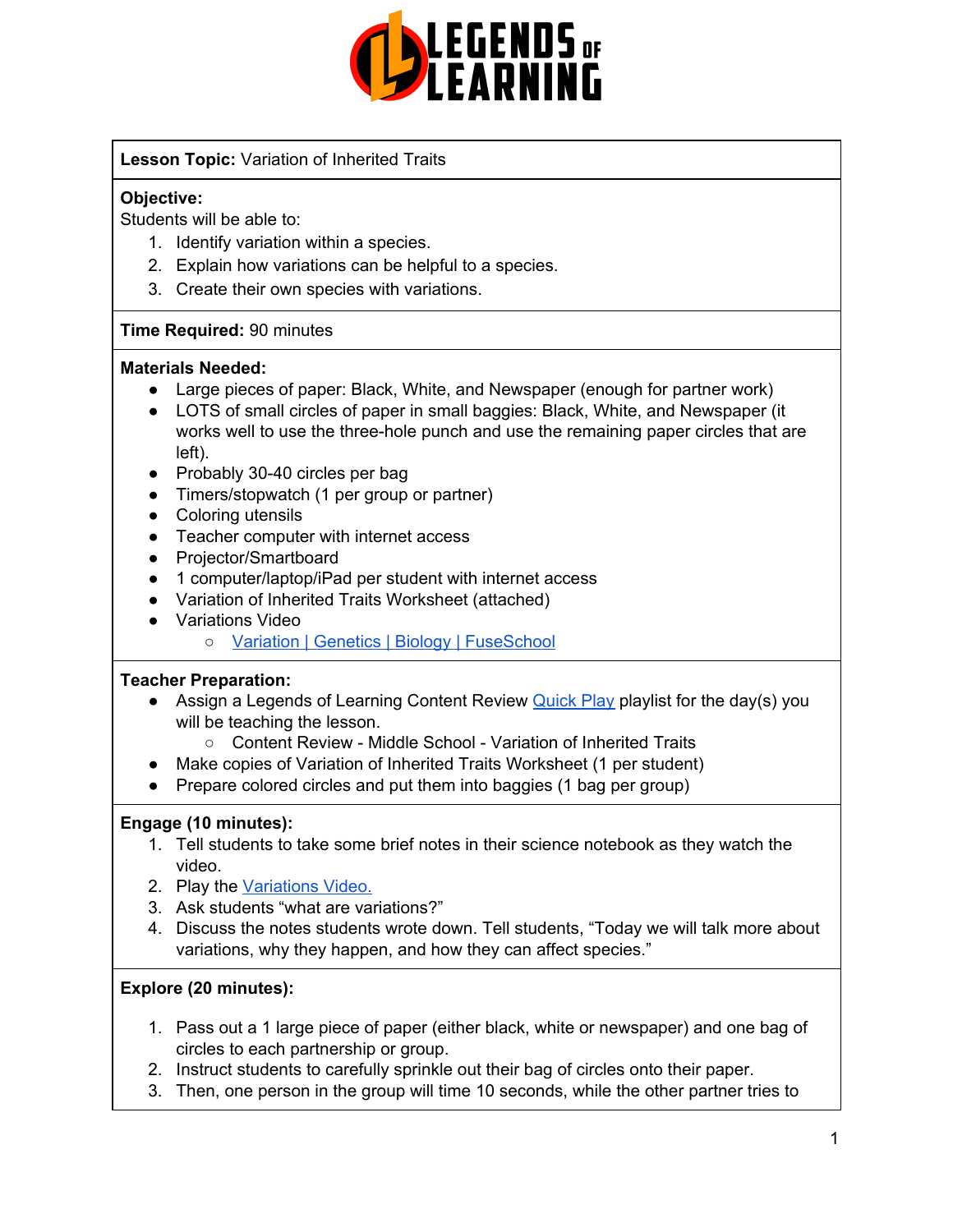**Lesson Topic:** Variation of Inherited Traits

**Objective:**
Students will be able to:

1. Identify variation within a species.
2. Explain how variations can be helpful to a species.
3. Create their own species with variations.

**Time Required:** 90 minutes

**Materials Needed:**

- Large pieces of paper: Black, White, and Newspaper (enough for partner work)
- LOTS of small circles of paper in small baggies: Black, White, and Newspaper (it works well to use the three-hole punch and use the remaining paper circles that are left).
- Probably 30-40 circles per bag
- Timers/stopwatch (1 per group or partner)
- Coloring utensils
- Teacher computer with internet access
- Projector/Smartboard
- 1 computer/laptop/iPad per student with internet access
- Variation of Inherited Traits Worksheet (attached)
- Variations Video
  - Variation | Genetics | Biology | FuseSchool

**Teacher Preparation:**

- Assign a Legends of Learning Content Review Quick Play playlist for the day(s) you will be teaching the lesson.
  - Content Review - Middle School - Variation of Inherited Traits
- Make copies of Variation of Inherited Traits Worksheet (1 per student)
- Prepare colored circles and put them into baggies (1 bag per group)

**Engage (10 minutes):**

1. Tell students to take some brief notes in their science notebook as they watch the video.
2. Play the Variations Video.
3. Ask students "what are variations?"
4. Discuss the notes students wrote down. Tell students, "Today we will talk more about variations, why they happen, and how they can affect species."

**Explore (20 minutes):**

1. Pass out a 1 large piece of paper (either black, white or newspaper) and one bag of circles to each partnership or group.
2. Instruct students to carefully sprinkle out their bag of circles onto their paper.
3. Then, one person in the group will time 10 seconds, while the other partner tries to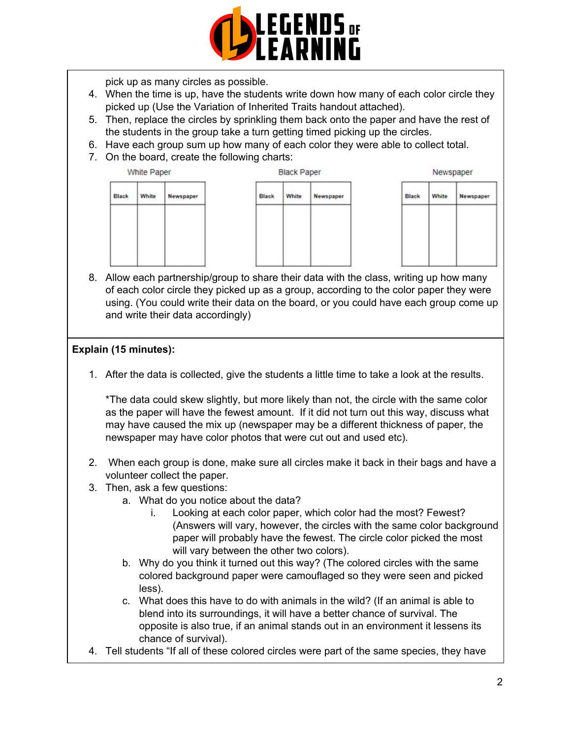pick up as many circles as possible.

4. When the time is up, have the students write down how many of each color circle they picked up (Use the Variation of Inherited Traits handout attached).
5. Then, replace the circles by sprinkling them back onto the paper and have the rest of the students in the group take a turn getting timed picking up the circles.
6. Have each group sum up how many of each color they were able to collect total.
7. On the board, create the following charts:

White Paper

| Black | White | Newspaper |
|---|---|---|
| | | |

Black Paper

| Black | White | Newspaper |
|---|---|---|
| | | |

Newspaper

| Black | White | Newspaper |
|---|---|---|
| | | |

8. Allow each partnership/group to share their data with the class, writing up how many of each color circle they picked up as a group, according to the color paper they were using. (You could write their data on the board, or you could have each group come up and write their data accordingly)

**Explain (15 minutes):**

1. After the data is collected, give the students a little time to take a look at the results.

   *The data could skew slightly, but more likely than not, the circle with the same color as the paper will have the fewest amount. If it did not turn out this way, discuss what may have caused the mix up (newspaper may be a different thickness of paper, the newspaper may have color photos that were cut out and used etc).

2. When each group is done, make sure all circles make it back in their bags and have a volunteer collect the paper.
3. Then, ask a few questions:
   a. What do you notice about the data?
      i. Looking at each color paper, which color had the most? Fewest? (Answers will vary, however, the circles with the same color background paper will probably have the fewest. The circle color picked the most will vary between the other two colors).
   b. Why do you think it turned out this way? (The colored circles with the same colored background paper were camouflaged so they were seen and picked less).
   c. What does this have to do with animals in the wild? (If an animal is able to blend into its surroundings, it will have a better chance of survival. The opposite is also true, if an animal stands out in an environment it lessens its chance of survival).
4. Tell students "If all of these colored circles were part of the same species, they have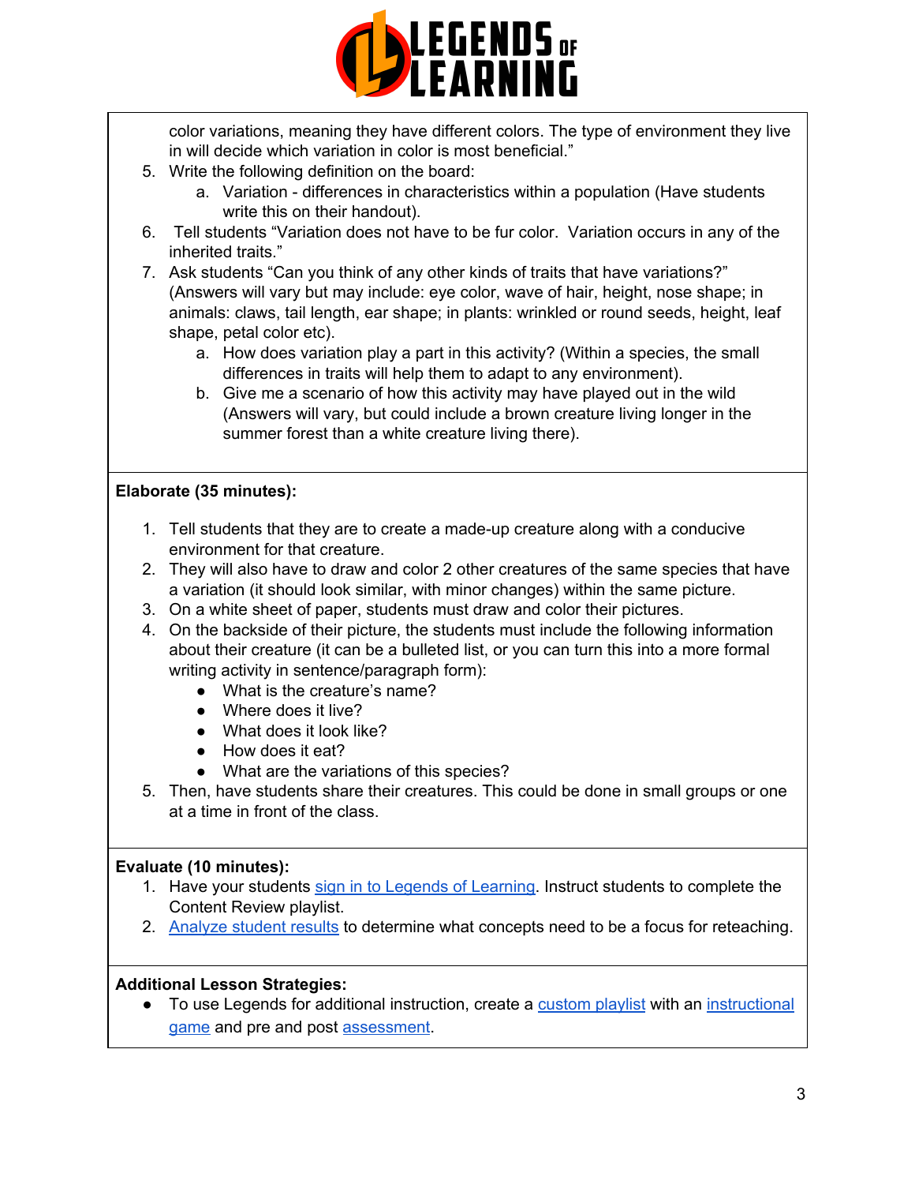color variations, meaning they have different colors. The type of environment they live in will decide which variation in color is most beneficial."

5. Write the following definition on the board:
    a. Variation - differences in characteristics within a population (Have students write this on their handout).
6. Tell students "Variation does not have to be fur color. Variation occurs in any of the inherited traits."
7. Ask students "Can you think of any other kinds of traits that have variations?" (Answers will vary but may include: eye color, wave of hair, height, nose shape; in animals: claws, tail length, ear shape; in plants: wrinkled or round seeds, height, leaf shape, petal color etc).
    a. How does variation play a part in this activity? (Within a species, the small differences in traits will help them to adapt to any environment).
    b. Give me a scenario of how this activity may have played out in the wild (Answers will vary, but could include a brown creature living longer in the summer forest than a white creature living there).

**Elaborate (35 minutes):**

1. Tell students that they are to create a made-up creature along with a conducive environment for that creature.
2. They will also have to draw and color 2 other creatures of the same species that have a variation (it should look similar, with minor changes) within the same picture.
3. On a white sheet of paper, students must draw and color their pictures.
4. On the backside of their picture, the students must include the following information about their creature (it can be a bulleted list, or you can turn this into a more formal writing activity in sentence/paragraph form):
    - What is the creature's name?
    - Where does it live?
    - What does it look like?
    - How does it eat?
    - What are the variations of this species?
5. Then, have students share their creatures. This could be done in small groups or one at a time in front of the class.

**Evaluate (10 minutes):**

1. Have your students sign in to Legends of Learning. Instruct students to complete the Content Review playlist.
2. Analyze student results to determine what concepts need to be a focus for reteaching.

**Additional Lesson Strategies:**

- To use Legends for additional instruction, create a custom playlist with an instructional game and pre and post assessment.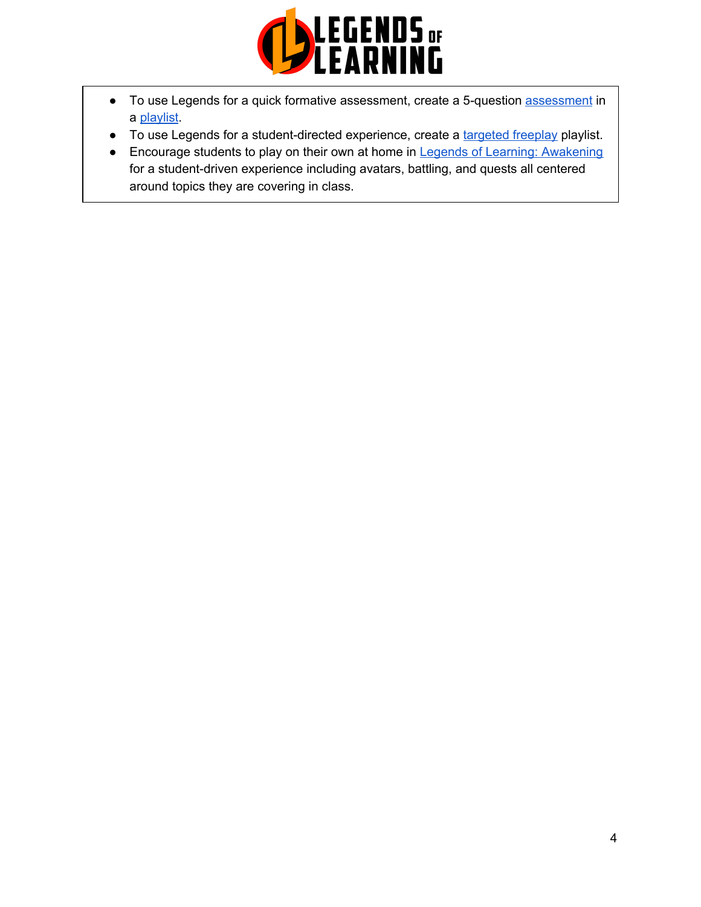- To use Legends for a quick formative assessment, create a 5-question assessment in a playlist.
- To use Legends for a student-directed experience, create a targeted freeplay playlist.
- Encourage students to play on their own at home in Legends of Learning: Awakening for a student-driven experience including avatars, battling, and quests all centered around topics they are covering in class.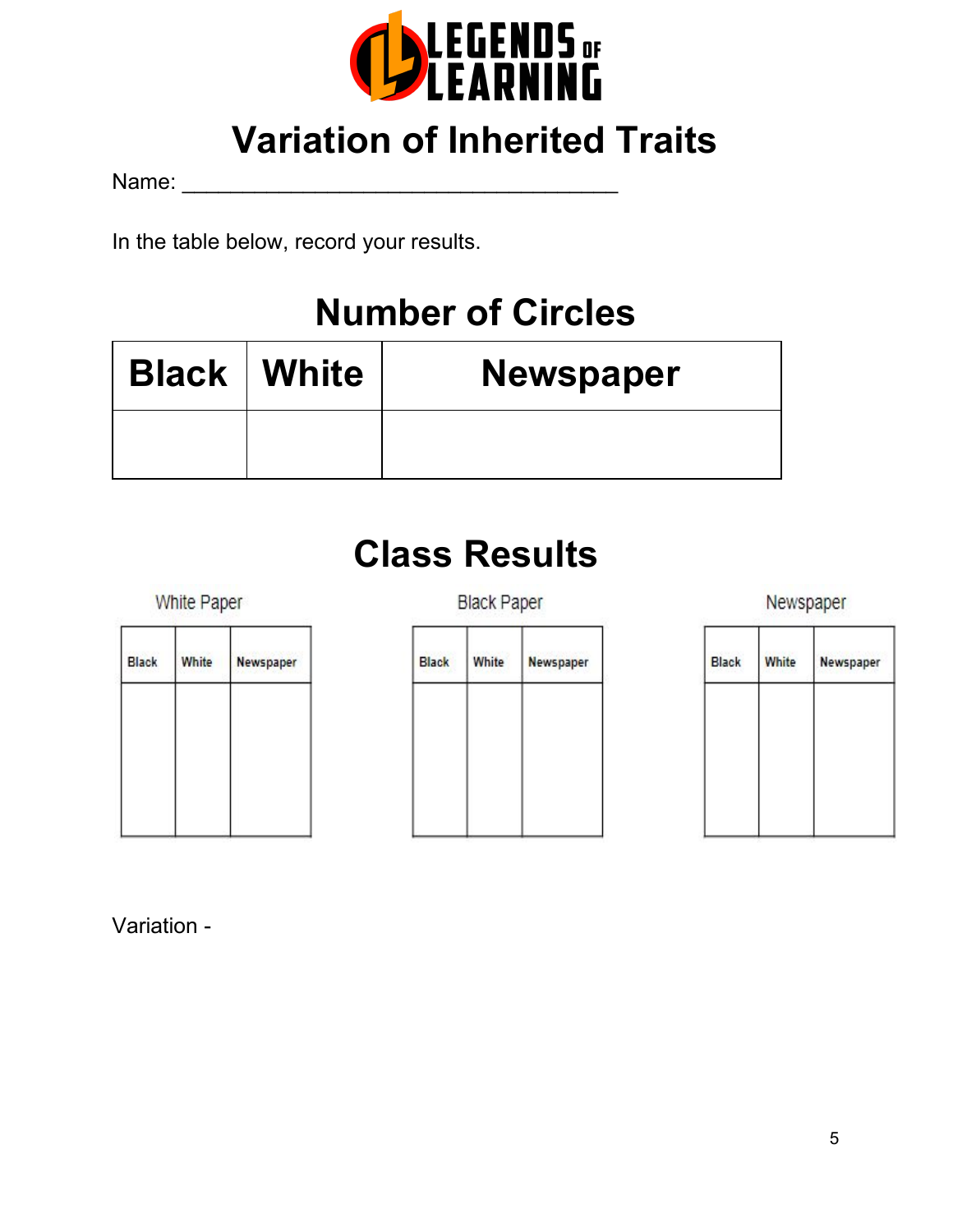LEGENDS OF LEARNING

# Variation of Inherited Traits

Name: ___________________________________

In the table below, record your results.

## Number of Circles

| Black | White | Newspaper |
|---|---|---|
| | | |

## Class Results

White Paper

| Black | White | Newspaper |
|---|---|---|
| | | |

Black Paper

| Black | White | Newspaper |
|---|---|---|
| | | |

Newspaper

| Black | White | Newspaper |
|---|---|---|
| | | |

Variation -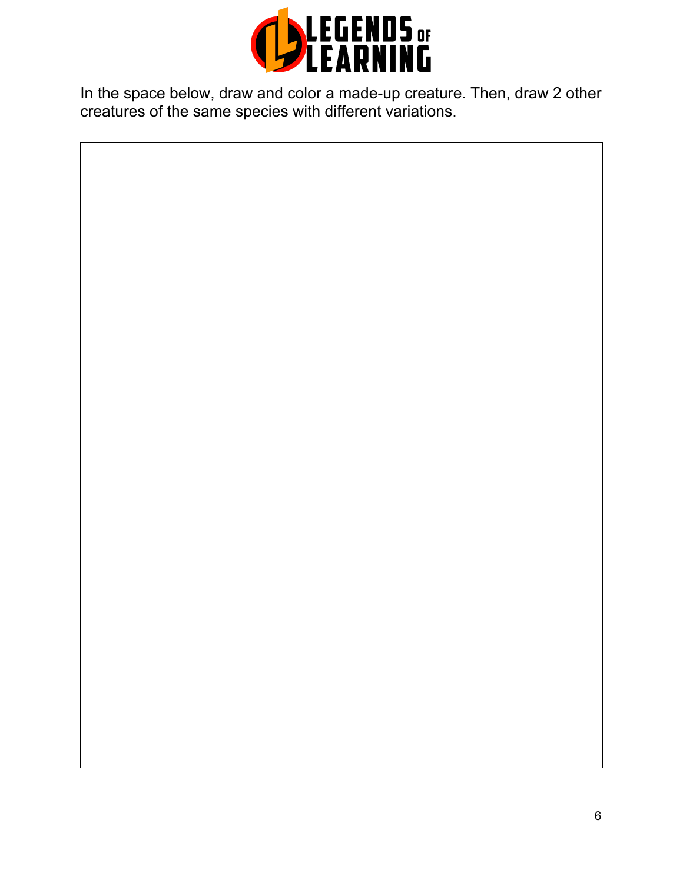In the space below, draw and color a made-up creature. Then, draw 2 other creatures of the same species with different variations.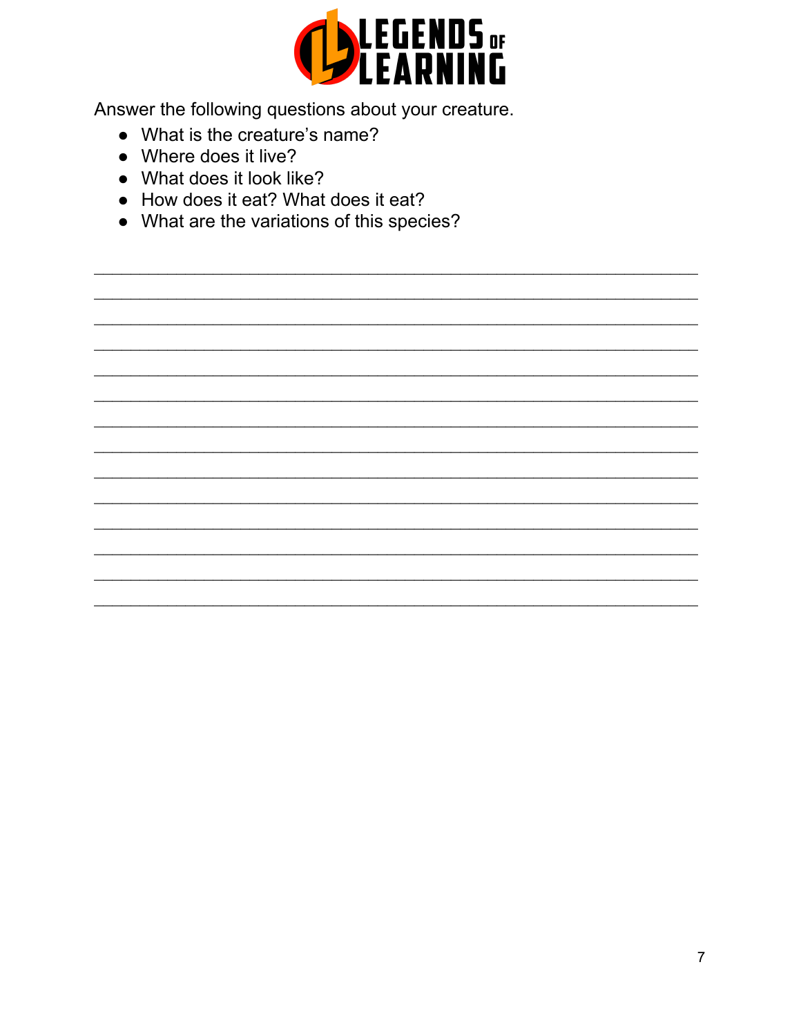Answer the following questions about your creature.

- What is the creature's name?
- Where does it live?
- What does it look like?
- How does it eat? What does it eat?
- What are the variations of this species?

______________________________________________________________________

______________________________________________________________________

______________________________________________________________________

______________________________________________________________________

______________________________________________________________________

______________________________________________________________________

______________________________________________________________________

______________________________________________________________________

______________________________________________________________________

______________________________________________________________________

______________________________________________________________________

______________________________________________________________________

______________________________________________________________________

______________________________________________________________________